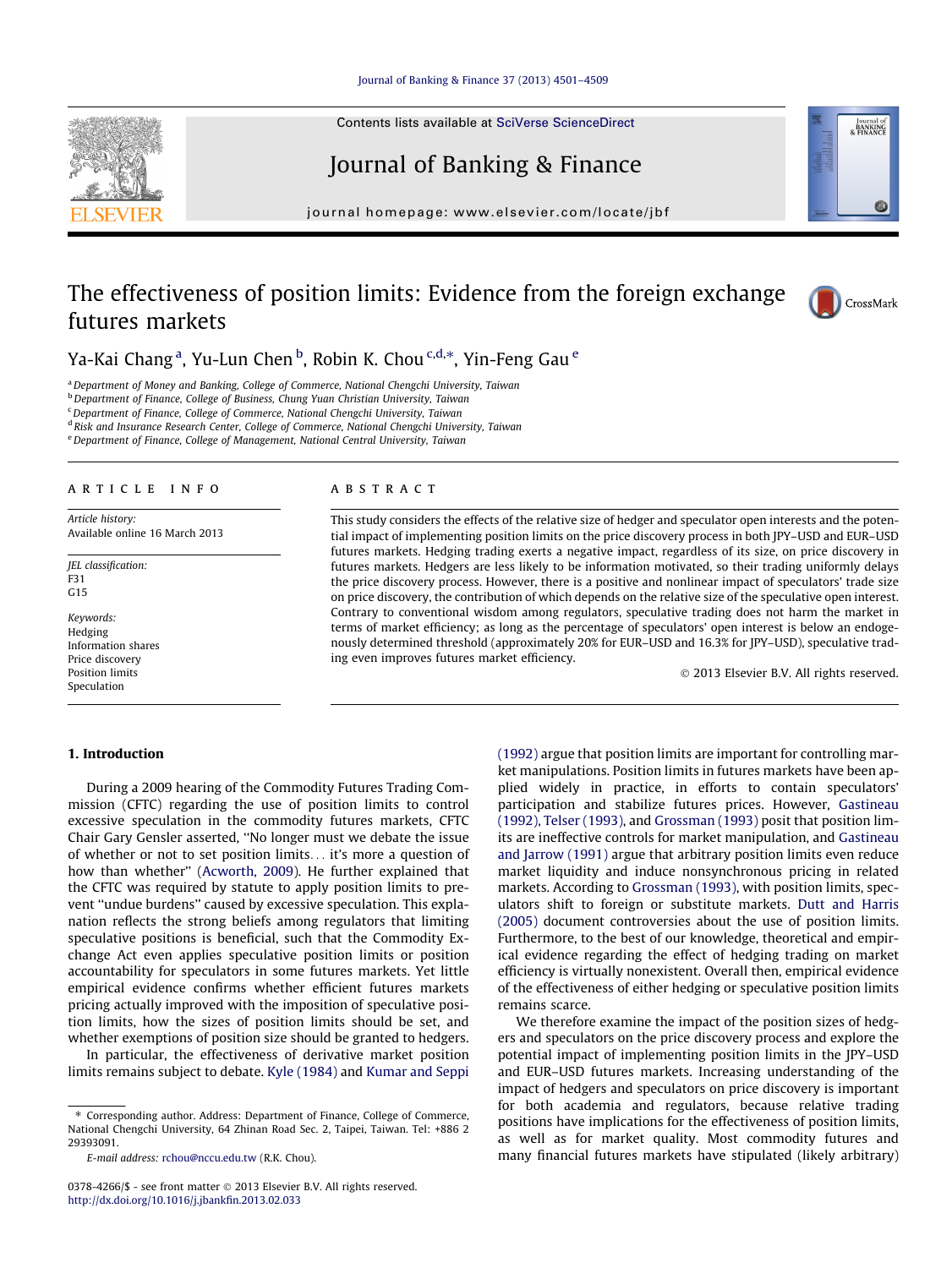# The effectiveness of position limits: Evidence from the foreign exchange futures markets

Ya-Kai Chang [a], Yu-Lun Chen [b], Robin K. Chou [c,d,*], Yin-Feng Gau [e]

[a] Department of Money and Banking, College of Commerce, National Chengchi University, Taiwan
[b] Department of Finance, College of Business, Chung Yuan Christian University, Taiwan
[c] Department of Finance, College of Commerce, National Chengchi University, Taiwan
[d] Risk and Insurance Research Center, College of Commerce, National Chengchi University, Taiwan
[e] Department of Finance, College of Management, National Central University, Taiwan

## ARTICLE INFO

*Article history:*
Available online 16 March 2013

*JEL classification:*
F31
G15

*Keywords:*
Hedging
Information shares
Price discovery
Position limits
Speculation

## ABSTRACT

This study considers the effects of the relative size of hedger and speculator open interests and the potential impact of implementing position limits on the price discovery process in both JPY–USD and EUR–USD futures markets. Hedging trading exerts a negative impact, regardless of its size, on price discovery in futures markets. Hedgers are less likely to be information motivated, so their trading uniformly delays the price discovery process. However, there is a positive and nonlinear impact of speculators' trade size on price discovery, the contribution of which depends on the relative size of the speculative open interest. Contrary to conventional wisdom among regulators, speculative trading does not harm the market in terms of market efficiency; as long as the percentage of speculators' open interest is below an endogenously determined threshold (approximately 20% for EUR–USD and 16.3% for JPY–USD), speculative trading even improves futures market efficiency.

© 2013 Elsevier B.V. All rights reserved.

## 1. Introduction

During a 2009 hearing of the Commodity Futures Trading Commission (CFTC) regarding the use of position limits to control excessive speculation in the commodity futures markets, CFTC Chair Gary Gensler asserted, "No longer must we debate the issue of whether or not to set position limits... it's more a question of how than whether" (Acworth, 2009). He further explained that the CFTC was required by statute to apply position limits to prevent "undue burdens" caused by excessive speculation. This explanation reflects the strong beliefs among regulators that limiting speculative positions is beneficial, such that the Commodity Exchange Act even applies speculative position limits or position accountability for speculators in some futures markets. Yet little empirical evidence confirms whether efficient futures markets pricing actually improved with the imposition of speculative position limits, how the sizes of position limits should be set, and whether exemptions of position size should be granted to hedgers.

In particular, the effectiveness of derivative market position limits remains subject to debate. Kyle (1984) and Kumar and Seppi (1992) argue that position limits are important for controlling market manipulations. Position limits in futures markets have been applied widely in practice, in efforts to contain speculators' participation and stabilize futures prices. However, Gastineau (1992), Telser (1993), and Grossman (1993) posit that position limits are ineffective controls for market manipulation, and Gastineau and Jarrow (1991) argue that arbitrary position limits even reduce market liquidity and induce nonsynchronous pricing in related markets. According to Grossman (1993), with position limits, speculators shift to foreign or substitute markets. Dutt and Harris (2005) document controversies about the use of position limits. Furthermore, to the best of our knowledge, theoretical and empirical evidence regarding the effect of hedging trading on market efficiency is virtually nonexistent. Overall then, empirical evidence of the effectiveness of either hedging or speculative position limits remains scarce.

We therefore examine the impact of the position sizes of hedgers and speculators on the price discovery process and explore the potential impact of implementing position limits in the JPY–USD and EUR–USD futures markets. Increasing understanding of the impact of hedgers and speculators on price discovery is important for both academia and regulators, because relative trading positions have implications for the effectiveness of position limits, as well as for market quality. Most commodity futures and many financial futures markets have stipulated (likely arbitrary)

* Corresponding author. Address: Department of Finance, College of Commerce, National Chengchi University, 64 Zhinan Road Sec. 2, Taipei, Taiwan. Tel: +886 2 29393091.
*E-mail address:* rchou@nccu.edu.tw (R.K. Chou).

0378-4266/$ - see front matter © 2013 Elsevier B.V. All rights reserved.
http://dx.doi.org/10.1016/j.jbankfin.2013.02.033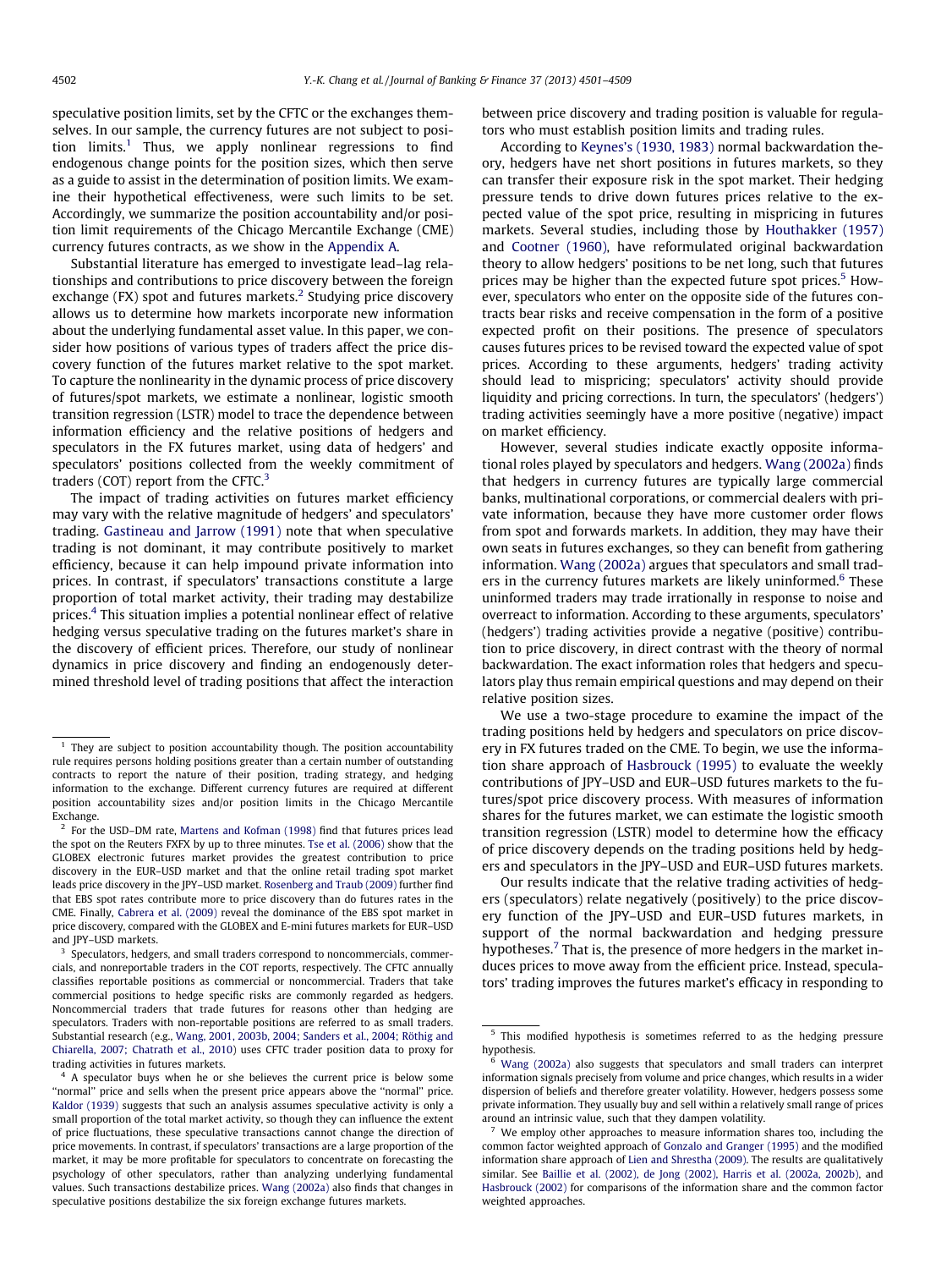speculative position limits, set by the CFTC or the exchanges themselves. In our sample, the currency futures are not subject to position limits.[1] Thus, we apply nonlinear regressions to find endogenous change points for the position sizes, which then serve as a guide to assist in the determination of position limits. We examine their hypothetical effectiveness, were such limits to be set. Accordingly, we summarize the position accountability and/or position limit requirements of the Chicago Mercantile Exchange (CME) currency futures contracts, as we show in the Appendix A.

Substantial literature has emerged to investigate lead–lag relationships and contributions to price discovery between the foreign exchange (FX) spot and futures markets.[2] Studying price discovery allows us to determine how markets incorporate new information about the underlying fundamental asset value. In this paper, we consider how positions of various types of traders affect the price discovery function of the futures market relative to the spot market. To capture the nonlinearity in the dynamic process of price discovery of futures/spot markets, we estimate a nonlinear, logistic smooth transition regression (LSTR) model to trace the dependence between information efficiency and the relative positions of hedgers and speculators in the FX futures market, using data of hedgers' and speculators' positions collected from the weekly commitment of traders (COT) report from the CFTC.[3]

The impact of trading activities on futures market efficiency may vary with the relative magnitude of hedgers' and speculators' trading. Gastineau and Jarrow (1991) note that when speculative trading is not dominant, it may contribute positively to market efficiency, because it can help impound private information into prices. In contrast, if speculators' transactions constitute a large proportion of total market activity, their trading may destabilize prices.[4] This situation implies a potential nonlinear effect of relative hedging versus speculative trading on the futures market's share in the discovery of efficient prices. Therefore, our study of nonlinear dynamics in price discovery and finding an endogenously determined threshold level of trading positions that affect the interaction between price discovery and trading position is valuable for regulators who must establish position limits and trading rules.

According to Keynes's (1930, 1983) normal backwardation theory, hedgers have net short positions in futures markets, so they can transfer their exposure risk in the spot market. Their hedging pressure tends to drive down futures prices relative to the expected value of the spot price, resulting in mispricing in futures markets. Several studies, including those by Houthakker (1957) and Cootner (1960), have reformulated original backwardation theory to allow hedgers' positions to be net long, such that futures prices may be higher than the expected future spot prices.[5] However, speculators who enter on the opposite side of the futures contracts bear risks and receive compensation in the form of a positive expected profit on their positions. The presence of speculators causes futures prices to be revised toward the expected value of spot prices. According to these arguments, hedgers' trading activity should lead to mispricing; speculators' activity should provide liquidity and pricing corrections. In turn, the speculators' (hedgers') trading activities seemingly have a more positive (negative) impact on market efficiency.

However, several studies indicate exactly opposite informational roles played by speculators and hedgers. Wang (2002a) finds that hedgers in currency futures are typically large commercial banks, multinational corporations, or commercial dealers with private information, because they have more customer order flows from spot and forwards markets. In addition, they may have their own seats in futures exchanges, so they can benefit from gathering information. Wang (2002a) argues that speculators and small traders in the currency futures markets are likely uninformed.[6] These uninformed traders may trade irrationally in response to noise and overreact to information. According to these arguments, speculators' (hedgers') trading activities provide a negative (positive) contribution to price discovery, in direct contrast with the theory of normal backwardation. The exact information roles that hedgers and speculators play thus remain empirical questions and may depend on their relative position sizes.

We use a two-stage procedure to examine the impact of the trading positions held by hedgers and speculators on price discovery in FX futures traded on the CME. To begin, we use the information share approach of Hasbrouck (1995) to evaluate the weekly contributions of JPY–USD and EUR–USD futures markets to the futures/spot price discovery process. With measures of information shares for the futures market, we can estimate the logistic smooth transition regression (LSTR) model to determine how the efficacy of price discovery depends on the trading positions held by hedgers and speculators in the JPY–USD and EUR–USD futures markets.

Our results indicate that the relative trading activities of hedgers (speculators) relate negatively (positively) to the price discovery function of the JPY–USD and EUR–USD futures markets, in support of the normal backwardation and hedging pressure hypotheses.[7] That is, the presence of more hedgers in the market induces prices to move away from the efficient price. Instead, speculators' trading improves the futures market's efficacy in responding to

---

[1] They are subject to position accountability though. The position accountability rule requires persons holding positions greater than a certain number of outstanding contracts to report the nature of their position, trading strategy, and hedging information to the exchange. Different currency futures are required at different position accountability sizes and/or position limits in the Chicago Mercantile Exchange.

[2] For the USD–DM rate, Martens and Kofman (1998) find that futures prices lead the spot on the Reuters FXFX by up to three minutes. Tse et al. (2006) show that the GLOBEX electronic futures market provides the greatest contribution to price discovery in the EUR–USD market and that the online retail trading spot market leads price discovery in the JPY–USD market. Rosenberg and Traub (2009) further find that EBS spot rates contribute more to price discovery than do futures rates in the CME. Finally, Cabrera et al. (2009) reveal the dominance of the EBS spot market in price discovery, compared with the GLOBEX and E-mini futures markets for EUR–USD and JPY–USD markets.

[3] Speculators, hedgers, and small traders correspond to noncommercials, commercials, and nonreportable traders in the COT reports, respectively. The CFTC annually classifies reportable positions as commercial or noncommercial. Traders that take commercial positions to hedge specific risks are commonly regarded as hedgers. Noncommercial traders that trade futures for reasons other than hedging are speculators. Traders with non-reportable positions are referred to as small traders. Substantial research (e.g., Wang, 2001, 2003b, 2004; Sanders et al., 2004; Röthig and Chiarella, 2007; Chatrath et al., 2010) uses CFTC trader position data to proxy for trading activities in futures markets.

[4] A speculator buys when he or she believes the current price is below some "normal" price and sells when the present price appears above the "normal" price. Kaldor (1939) suggests that such an analysis assumes speculative activity is only a small proportion of the total market activity, so though they can influence the extent of price fluctuations, these speculative transactions cannot change the direction of price movements. In contrast, if speculators' transactions are a large proportion of the market, it may be more profitable for speculators to concentrate on forecasting the psychology of other speculators, rather than analyzing underlying fundamental values. Such transactions destabilize prices. Wang (2002a) also finds that changes in speculative positions destabilize the six foreign exchange futures markets.

[5] This modified hypothesis is sometimes referred to as the hedging pressure hypothesis.

[6] Wang (2002a) also suggests that speculators and small traders can interpret information signals precisely from volume and price changes, which results in a wider dispersion of beliefs and therefore greater volatility. However, hedgers possess some private information. They usually buy and sell within a relatively small range of prices around an intrinsic value, such that they dampen volatility.

[7] We employ other approaches to measure information shares too, including the common factor weighted approach of Gonzalo and Granger (1995) and the modified information share approach of Lien and Shrestha (2009). The results are qualitatively similar. See Baillie et al. (2002), de Jong (2002), Harris et al. (2002a, 2002b), and Hasbrouck (2002) for comparisons of the information share and the common factor weighted approaches.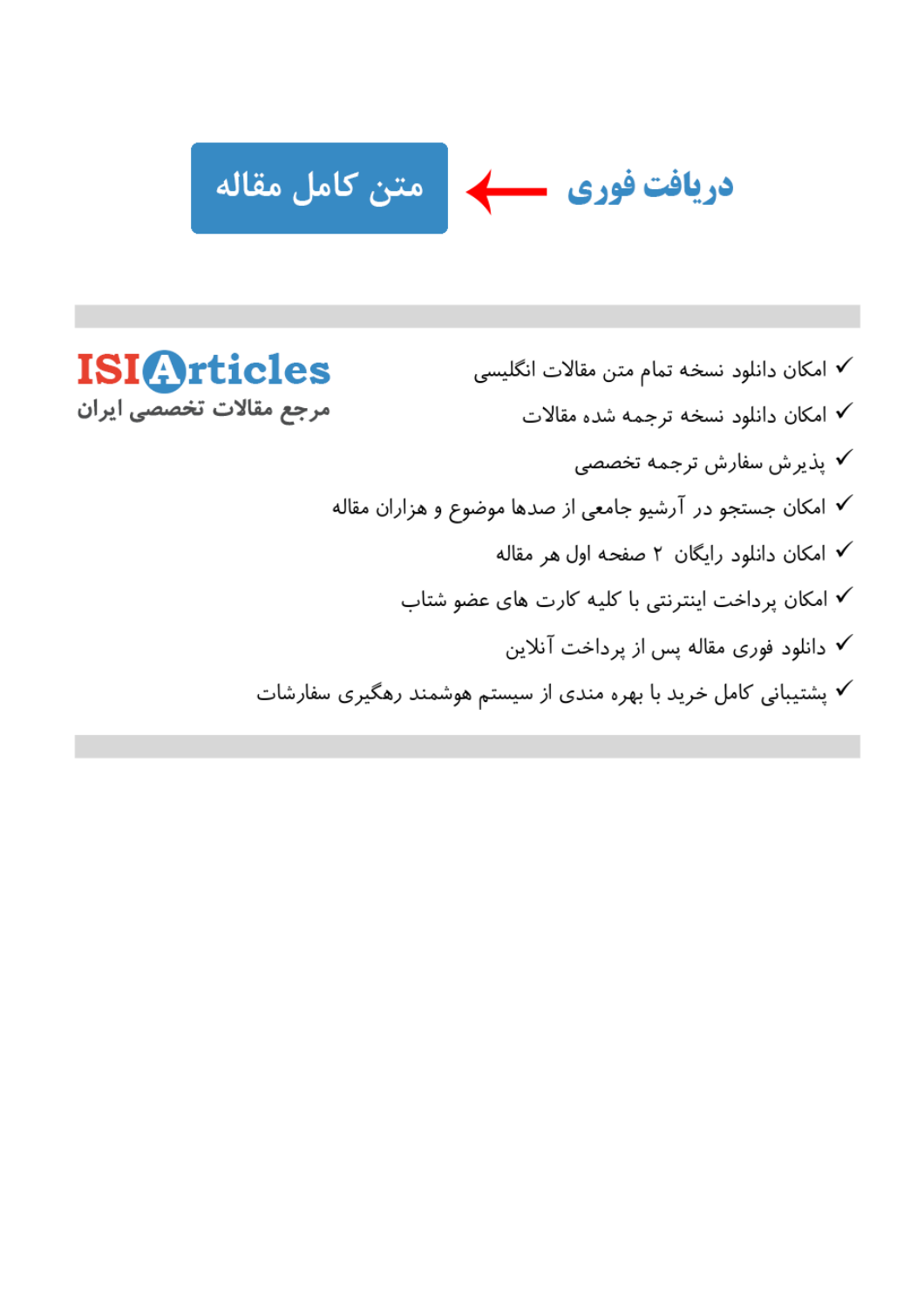دریافت فوری ← متن کامل مقاله

**ISIArticles**
مرجع مقالات تخصصی ایران

- ✓ امکان دانلود نسخه تمام متن مقالات انگلیسی
- ✓ امکان دانلود نسخه ترجمه شده مقالات
- ✓ پذیرش سفارش ترجمه تخصصی
- ✓ امکان جستجو در آرشیو جامعی از صدها موضوع و هزاران مقاله
- ✓ امکان دانلود رایگان ۲ صفحه اول هر مقاله
- ✓ امکان پرداخت اینترنتی با کلیه کارت های عضو شتاب
- ✓ دانلود فوری مقاله پس از پرداخت آنلاین
- ✓ پشتیبانی کامل خرید با بهره مندی از سیستم هوشمند رهگیری سفارشات